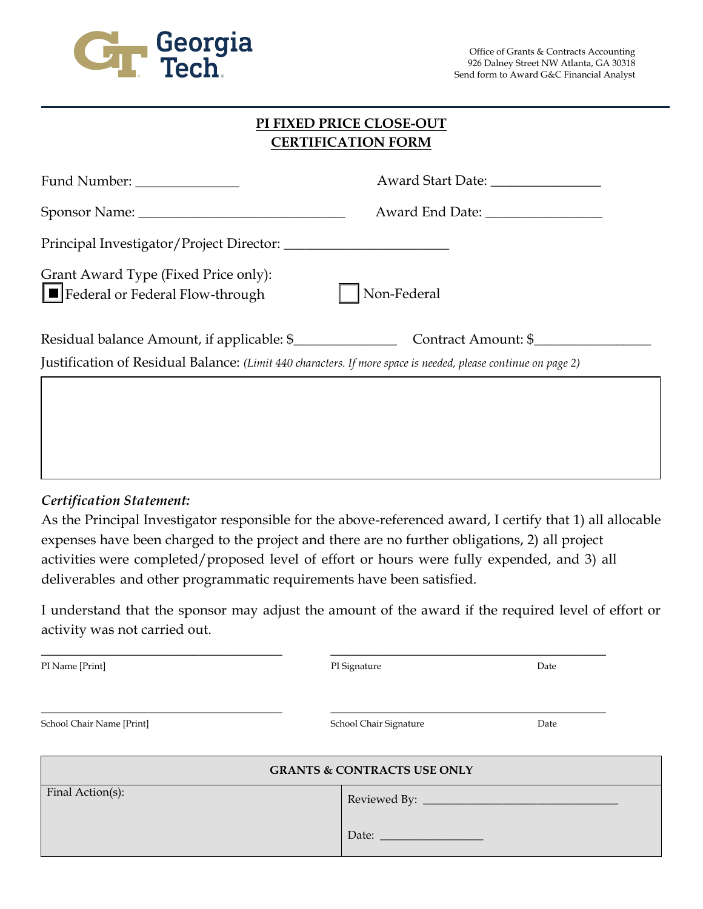Office of Grants & Contracts Accounting
926 Dalney Street NW Atlanta, GA 30318
Send form to Award G&C Financial Analyst

# PI FIXED PRICE CLOSE-OUT CERTIFICATION FORM

Fund Number: ______________ Award Start Date: _______________

Sponsor Name: _____________________________ Award End Date: ________________

Principal Investigator/Project Director: _______________________

Grant Award Type (Fixed Price only):

■ Federal or Federal Flow-through ☐ Non-Federal

Residual balance Amount, if applicable: $______________ Contract Amount: $________________

Justification of Residual Balance: *(Limit 440 characters. If more space is needed, please continue on page 2)*

| |
|---|
| |

***Certification Statement:***

As the Principal Investigator responsible for the above-referenced award, I certify that 1) all allocable expenses have been charged to the project and there are no further obligations, 2) all project activities were completed/proposed level of effort or hours were fully expended, and 3) all deliverables and other programmatic requirements have been satisfied.

I understand that the sponsor may adjust the amount of the award if the required level of effort or activity was not carried out.

____________________________________ ____________________________________________

PI Name [Print] PI Signature Date

____________________________________ ____________________________________________

School Chair Name [Print] School Chair Signature Date

| GRANTS & CONTRACTS USE ONLY | |
|---|---|
| Final Action(s): | Reviewed By: _______________________________<br><br>Date: ________________ |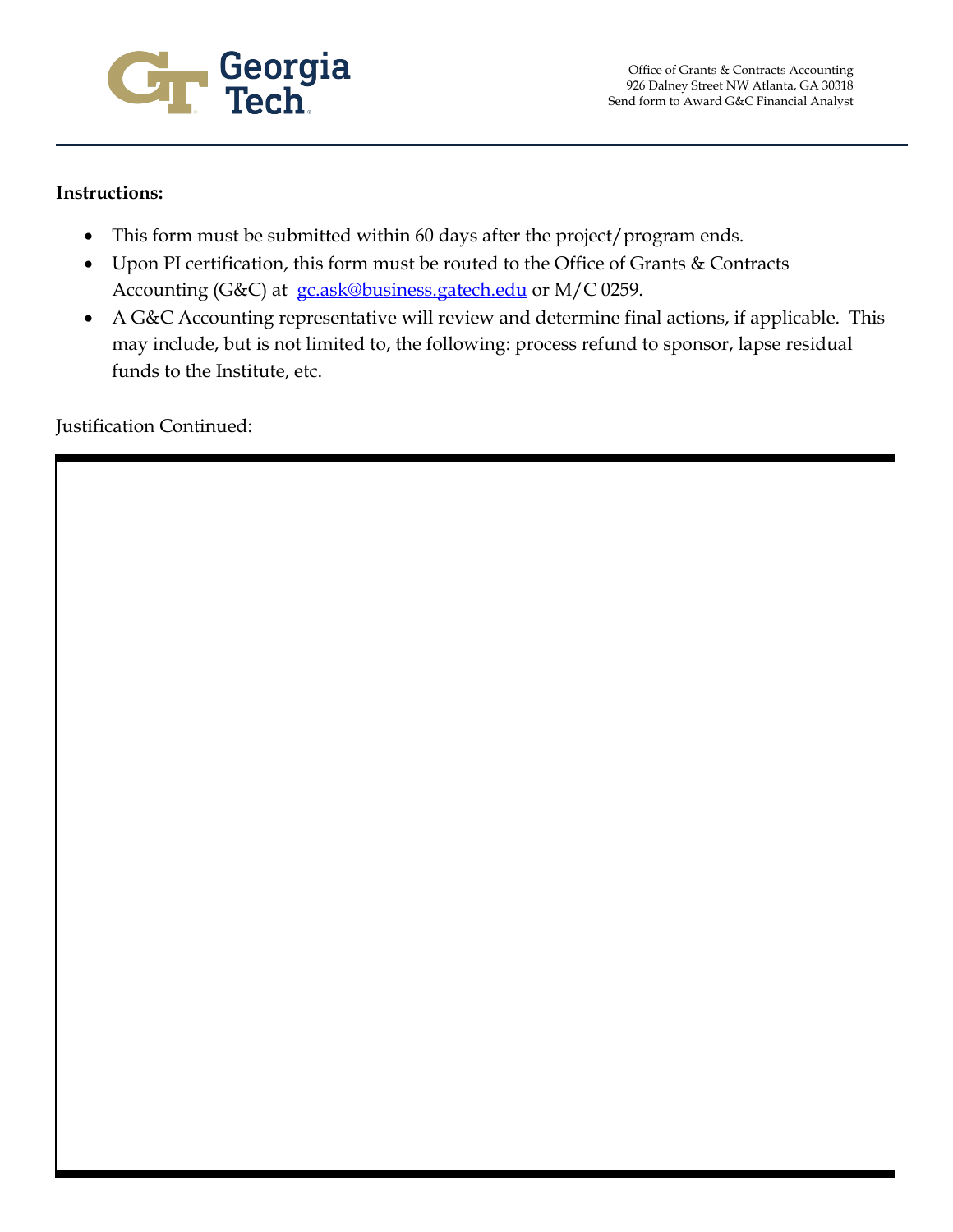Office of Grants & Contracts Accounting
926 Dalney Street NW Atlanta, GA 30318
Send form to Award G&C Financial Analyst

**Instructions:**

- This form must be submitted within 60 days after the project/program ends.
- Upon PI certification, this form must be routed to the Office of Grants & Contracts Accounting (G&C) at gc.ask@business.gatech.edu or M/C 0259.
- A G&C Accounting representative will review and determine final actions, if applicable. This may include, but is not limited to, the following: process refund to sponsor, lapse residual funds to the Institute, etc.

Justification Continued: